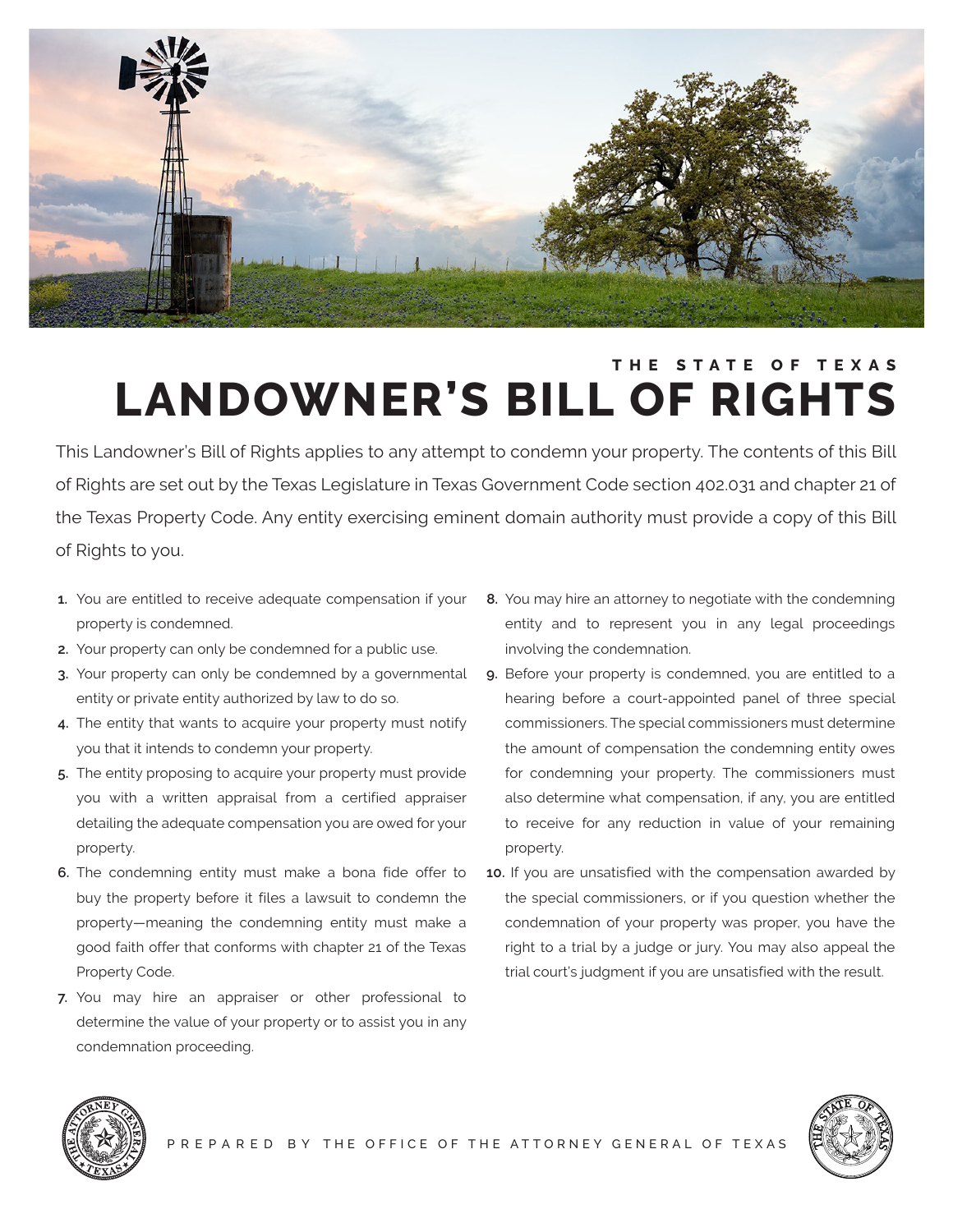THE STATE OF TEXAS

# LANDOWNER'S BILL OF RIGHTS

This Landowner's Bill of Rights applies to any attempt to condemn your property. The contents of this Bill of Rights are set out by the Texas Legislature in Texas Government Code section 402.031 and chapter 21 of the Texas Property Code. Any entity exercising eminent domain authority must provide a copy of this Bill of Rights to you.

1. You are entitled to receive adequate compensation if your property is condemned.
2. Your property can only be condemned for a public use.
3. Your property can only be condemned by a governmental entity or private entity authorized by law to do so.
4. The entity that wants to acquire your property must notify you that it intends to condemn your property.
5. The entity proposing to acquire your property must provide you with a written appraisal from a certified appraiser detailing the adequate compensation you are owed for your property.
6. The condemning entity must make a bona fide offer to buy the property before it files a lawsuit to condemn the property—meaning the condemning entity must make a good faith offer that conforms with chapter 21 of the Texas Property Code.
7. You may hire an appraiser or other professional to determine the value of your property or to assist you in any condemnation proceeding.
8. You may hire an attorney to negotiate with the condemning entity and to represent you in any legal proceedings involving the condemnation.
9. Before your property is condemned, you are entitled to a hearing before a court-appointed panel of three special commissioners. The special commissioners must determine the amount of compensation the condemning entity owes for condemning your property. The commissioners must also determine what compensation, if any, you are entitled to receive for any reduction in value of your remaining property.
10. If you are unsatisfied with the compensation awarded by the special commissioners, or if you question whether the condemnation of your property was proper, you have the right to a trial by a judge or jury. You may also appeal the trial court's judgment if you are unsatisfied with the result.

PREPARED BY THE OFFICE OF THE ATTORNEY GENERAL OF TEXAS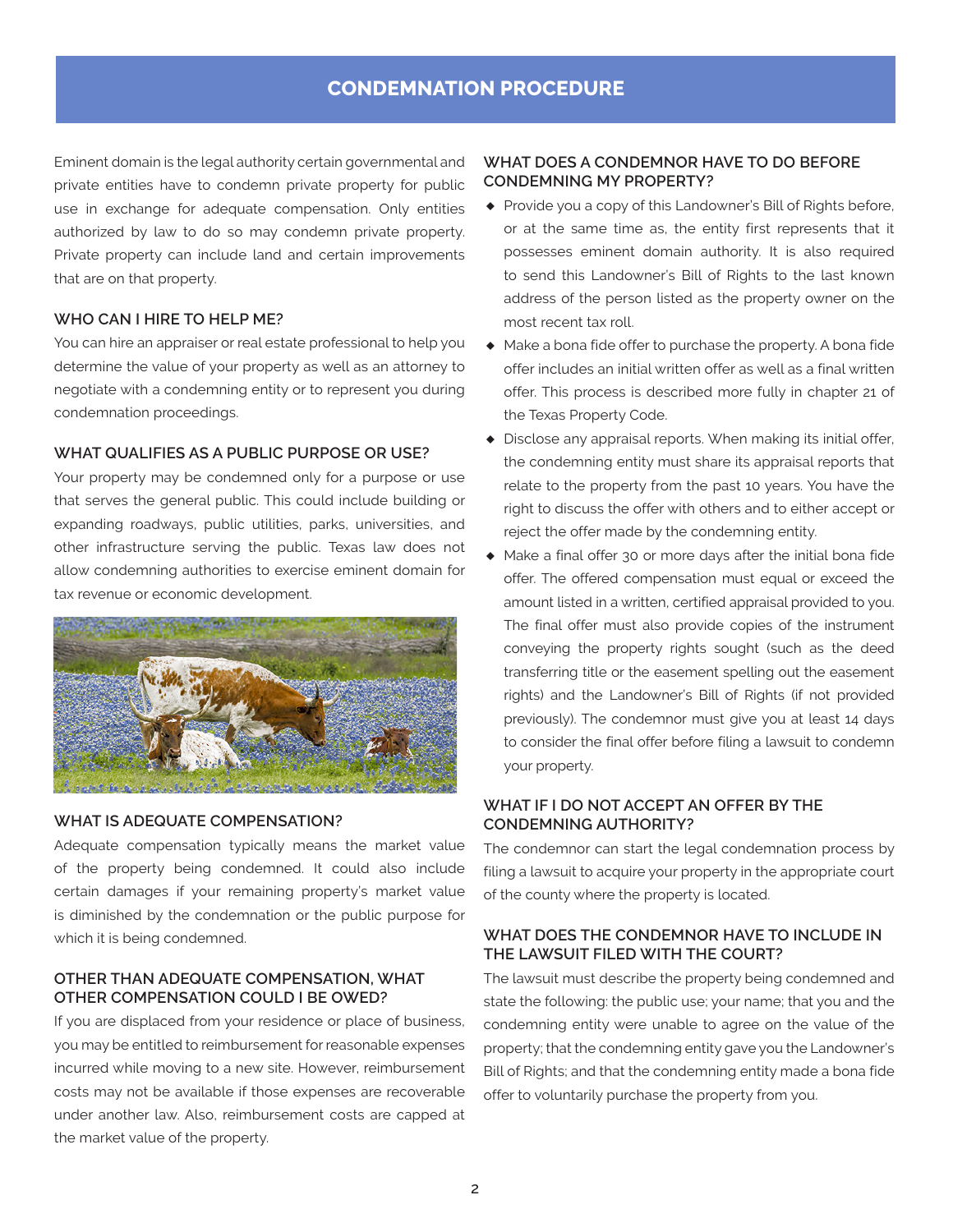# CONDEMNATION PROCEDURE

Eminent domain is the legal authority certain governmental and private entities have to condemn private property for public use in exchange for adequate compensation. Only entities authorized by law to do so may condemn private property. Private property can include land and certain improvements that are on that property.

### WHO CAN I HIRE TO HELP ME?

You can hire an appraiser or real estate professional to help you determine the value of your property as well as an attorney to negotiate with a condemning entity or to represent you during condemnation proceedings.

### WHAT QUALIFIES AS A PUBLIC PURPOSE OR USE?

Your property may be condemned only for a purpose or use that serves the general public. This could include building or expanding roadways, public utilities, parks, universities, and other infrastructure serving the public. Texas law does not allow condemning authorities to exercise eminent domain for tax revenue or economic development.

### WHAT IS ADEQUATE COMPENSATION?

Adequate compensation typically means the market value of the property being condemned. It could also include certain damages if your remaining property's market value is diminished by the condemnation or the public purpose for which it is being condemned.

### OTHER THAN ADEQUATE COMPENSATION, WHAT OTHER COMPENSATION COULD I BE OWED?

If you are displaced from your residence or place of business, you may be entitled to reimbursement for reasonable expenses incurred while moving to a new site. However, reimbursement costs may not be available if those expenses are recoverable under another law. Also, reimbursement costs are capped at the market value of the property.

### WHAT DOES A CONDEMNOR HAVE TO DO BEFORE CONDEMNING MY PROPERTY?

- Provide you a copy of this Landowner's Bill of Rights before, or at the same time as, the entity first represents that it possesses eminent domain authority. It is also required to send this Landowner's Bill of Rights to the last known address of the person listed as the property owner on the most recent tax roll.
- Make a bona fide offer to purchase the property. A bona fide offer includes an initial written offer as well as a final written offer. This process is described more fully in chapter 21 of the Texas Property Code.
- Disclose any appraisal reports. When making its initial offer, the condemning entity must share its appraisal reports that relate to the property from the past 10 years. You have the right to discuss the offer with others and to either accept or reject the offer made by the condemning entity.
- Make a final offer 30 or more days after the initial bona fide offer. The offered compensation must equal or exceed the amount listed in a written, certified appraisal provided to you. The final offer must also provide copies of the instrument conveying the property rights sought (such as the deed transferring title or the easement spelling out the easement rights) and the Landowner's Bill of Rights (if not provided previously). The condemnor must give you at least 14 days to consider the final offer before filing a lawsuit to condemn your property.

### WHAT IF I DO NOT ACCEPT AN OFFER BY THE CONDEMNING AUTHORITY?

The condemnor can start the legal condemnation process by filing a lawsuit to acquire your property in the appropriate court of the county where the property is located.

### WHAT DOES THE CONDEMNOR HAVE TO INCLUDE IN THE LAWSUIT FILED WITH THE COURT?

The lawsuit must describe the property being condemned and state the following: the public use; your name; that you and the condemning entity were unable to agree on the value of the property; that the condemning entity gave you the Landowner's Bill of Rights; and that the condemning entity made a bona fide offer to voluntarily purchase the property from you.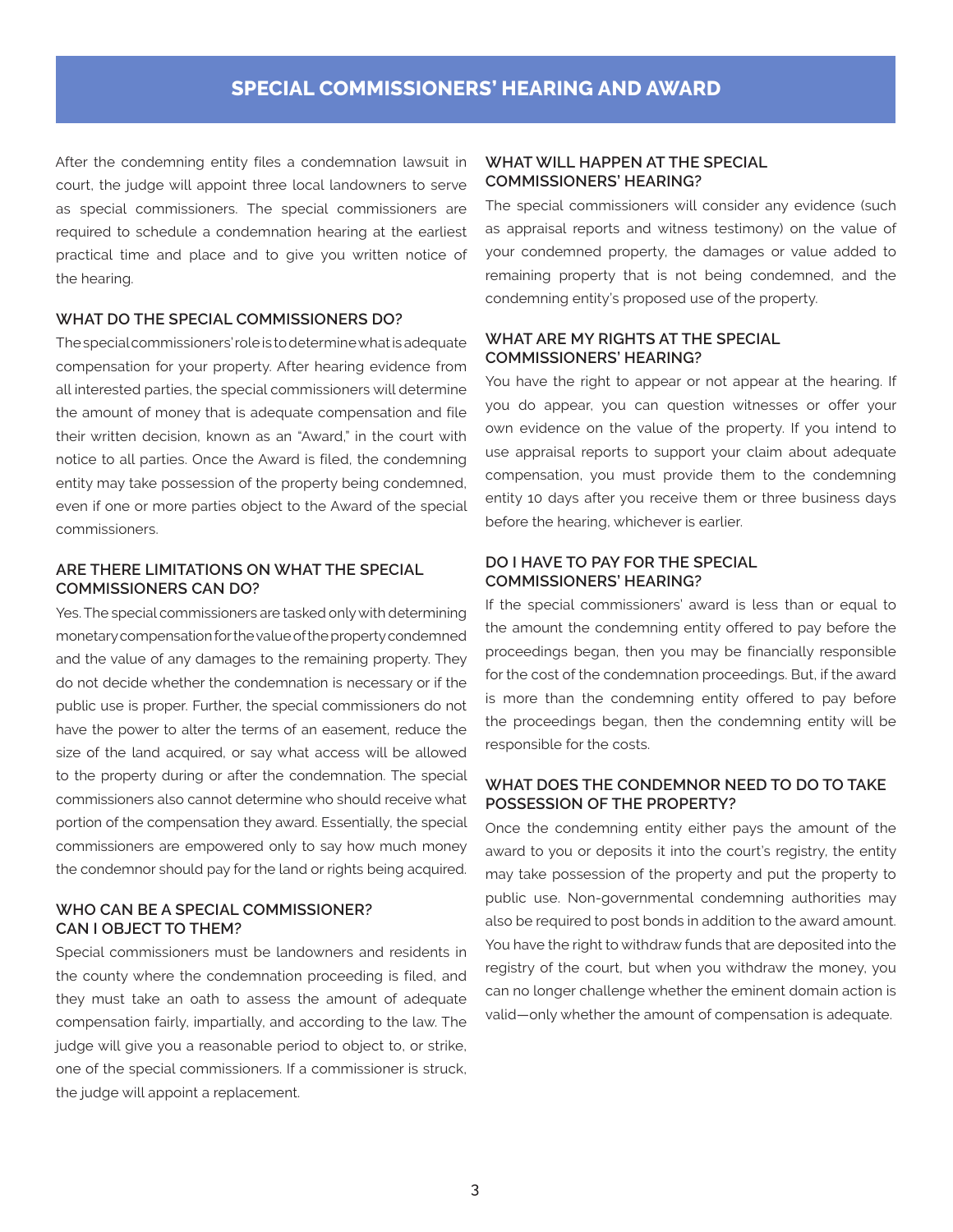# SPECIAL COMMISSIONERS' HEARING AND AWARD

After the condemning entity files a condemnation lawsuit in court, the judge will appoint three local landowners to serve as special commissioners. The special commissioners are required to schedule a condemnation hearing at the earliest practical time and place and to give you written notice of the hearing.

### WHAT DO THE SPECIAL COMMISSIONERS DO?

The special commissioners' role is to determine what is adequate compensation for your property. After hearing evidence from all interested parties, the special commissioners will determine the amount of money that is adequate compensation and file their written decision, known as an "Award," in the court with notice to all parties. Once the Award is filed, the condemning entity may take possession of the property being condemned, even if one or more parties object to the Award of the special commissioners.

### ARE THERE LIMITATIONS ON WHAT THE SPECIAL COMMISSIONERS CAN DO?

Yes. The special commissioners are tasked only with determining monetary compensation for the value of the property condemned and the value of any damages to the remaining property. They do not decide whether the condemnation is necessary or if the public use is proper. Further, the special commissioners do not have the power to alter the terms of an easement, reduce the size of the land acquired, or say what access will be allowed to the property during or after the condemnation. The special commissioners also cannot determine who should receive what portion of the compensation they award. Essentially, the special commissioners are empowered only to say how much money the condemnor should pay for the land or rights being acquired.

### WHO CAN BE A SPECIAL COMMISSIONER? CAN I OBJECT TO THEM?

Special commissioners must be landowners and residents in the county where the condemnation proceeding is filed, and they must take an oath to assess the amount of adequate compensation fairly, impartially, and according to the law. The judge will give you a reasonable period to object to, or strike, one of the special commissioners. If a commissioner is struck, the judge will appoint a replacement.

### WHAT WILL HAPPEN AT THE SPECIAL COMMISSIONERS' HEARING?

The special commissioners will consider any evidence (such as appraisal reports and witness testimony) on the value of your condemned property, the damages or value added to remaining property that is not being condemned, and the condemning entity's proposed use of the property.

### WHAT ARE MY RIGHTS AT THE SPECIAL COMMISSIONERS' HEARING?

You have the right to appear or not appear at the hearing. If you do appear, you can question witnesses or offer your own evidence on the value of the property. If you intend to use appraisal reports to support your claim about adequate compensation, you must provide them to the condemning entity 10 days after you receive them or three business days before the hearing, whichever is earlier.

### DO I HAVE TO PAY FOR THE SPECIAL COMMISSIONERS' HEARING?

If the special commissioners' award is less than or equal to the amount the condemning entity offered to pay before the proceedings began, then you may be financially responsible for the cost of the condemnation proceedings. But, if the award is more than the condemning entity offered to pay before the proceedings began, then the condemning entity will be responsible for the costs.

### WHAT DOES THE CONDEMNOR NEED TO DO TO TAKE POSSESSION OF THE PROPERTY?

Once the condemning entity either pays the amount of the award to you or deposits it into the court's registry, the entity may take possession of the property and put the property to public use. Non-governmental condemning authorities may also be required to post bonds in addition to the award amount. You have the right to withdraw funds that are deposited into the registry of the court, but when you withdraw the money, you can no longer challenge whether the eminent domain action is valid—only whether the amount of compensation is adequate.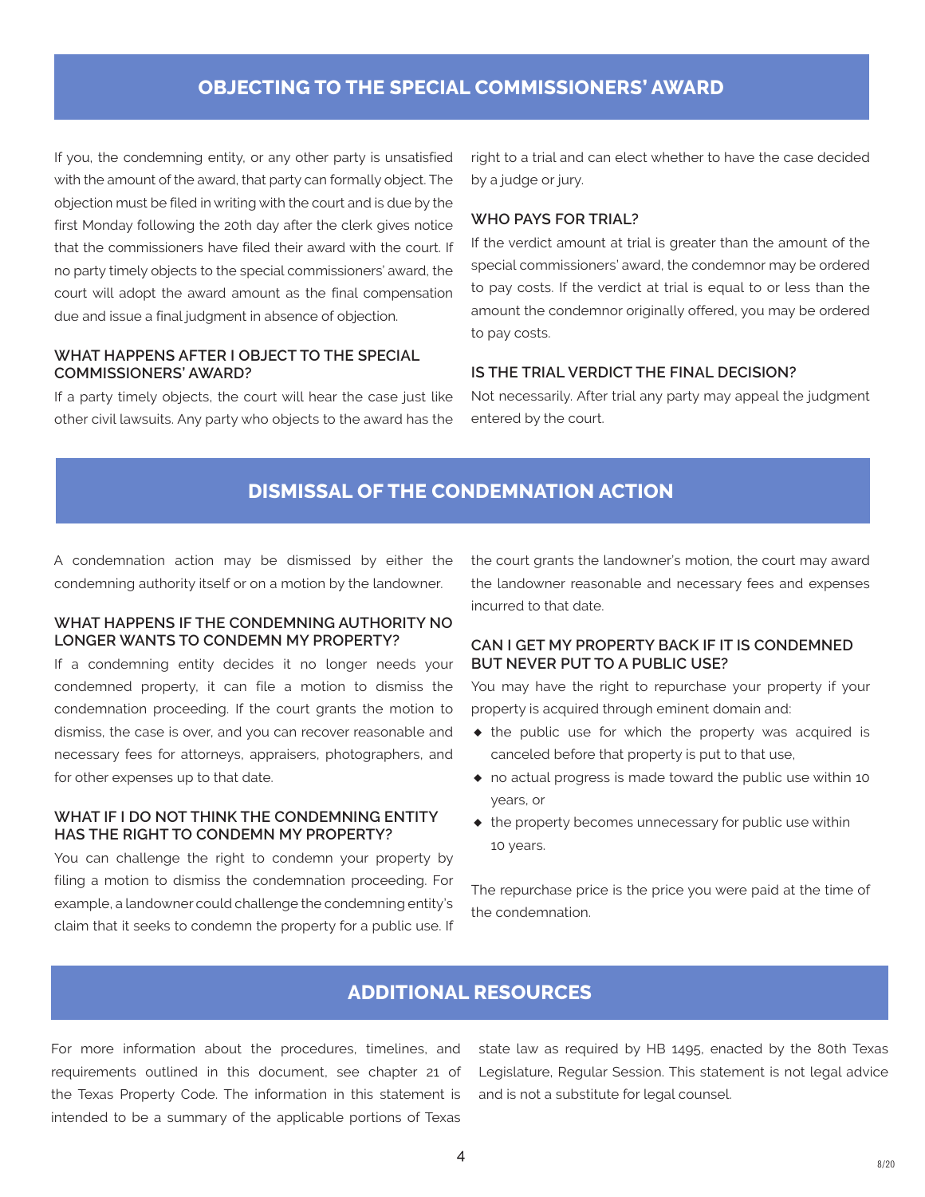## OBJECTING TO THE SPECIAL COMMISSIONERS' AWARD

If you, the condemning entity, or any other party is unsatisfied with the amount of the award, that party can formally object. The objection must be filed in writing with the court and is due by the first Monday following the 20th day after the clerk gives notice that the commissioners have filed their award with the court. If no party timely objects to the special commissioners' award, the court will adopt the award amount as the final compensation due and issue a final judgment in absence of objection.

### WHAT HAPPENS AFTER I OBJECT TO THE SPECIAL COMMISSIONERS' AWARD?

If a party timely objects, the court will hear the case just like other civil lawsuits. Any party who objects to the award has the right to a trial and can elect whether to have the case decided by a judge or jury.

### WHO PAYS FOR TRIAL?

If the verdict amount at trial is greater than the amount of the special commissioners' award, the condemnor may be ordered to pay costs. If the verdict at trial is equal to or less than the amount the condemnor originally offered, you may be ordered to pay costs.

### IS THE TRIAL VERDICT THE FINAL DECISION?

Not necessarily. After trial any party may appeal the judgment entered by the court.

## DISMISSAL OF THE CONDEMNATION ACTION

A condemnation action may be dismissed by either the condemning authority itself or on a motion by the landowner.

### WHAT HAPPENS IF THE CONDEMNING AUTHORITY NO LONGER WANTS TO CONDEMN MY PROPERTY?

If a condemning entity decides it no longer needs your condemned property, it can file a motion to dismiss the condemnation proceeding. If the court grants the motion to dismiss, the case is over, and you can recover reasonable and necessary fees for attorneys, appraisers, photographers, and for other expenses up to that date.

### WHAT IF I DO NOT THINK THE CONDEMNING ENTITY HAS THE RIGHT TO CONDEMN MY PROPERTY?

You can challenge the right to condemn your property by filing a motion to dismiss the condemnation proceeding. For example, a landowner could challenge the condemning entity's claim that it seeks to condemn the property for a public use. If the court grants the landowner's motion, the court may award the landowner reasonable and necessary fees and expenses incurred to that date.

### CAN I GET MY PROPERTY BACK IF IT IS CONDEMNED BUT NEVER PUT TO A PUBLIC USE?

You may have the right to repurchase your property if your property is acquired through eminent domain and:

- the public use for which the property was acquired is canceled before that property is put to that use,
- no actual progress is made toward the public use within 10 years, or
- the property becomes unnecessary for public use within 10 years.

The repurchase price is the price you were paid at the time of the condemnation.

## ADDITIONAL RESOURCES

For more information about the procedures, timelines, and requirements outlined in this document, see chapter 21 of the Texas Property Code. The information in this statement is intended to be a summary of the applicable portions of Texas state law as required by HB 1495, enacted by the 80th Texas Legislature, Regular Session. This statement is not legal advice and is not a substitute for legal counsel.